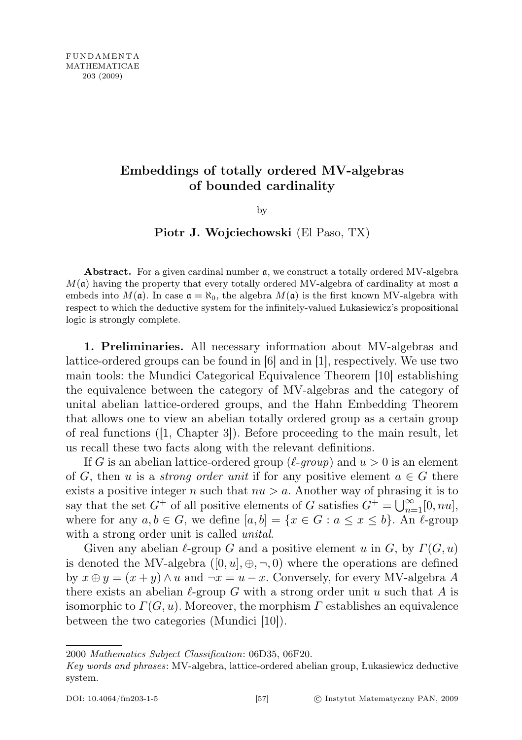# Embeddings of totally ordered MV-algebras of bounded cardinality

by

**Piotr J. Wojciechowski** (El Paso, TX)

**Abstract.** For a given cardinal number $\mathfrak{a}$, we construct a totally ordered MV-algebra $M(\mathfrak{a})$ having the property that every totally ordered MV-algebra of cardinality at most $\mathfrak{a}$ embeds into $M(\mathfrak{a})$. In case $\mathfrak{a} = \aleph_0$, the algebra $M(\mathfrak{a})$ is the first known MV-algebra with respect to which the deductive system for the infinitely-valued Łukasiewicz's propositional logic is strongly complete.

**1. Preliminaries.** All necessary information about MV-algebras and lattice-ordered groups can be found in [6] and in [1], respectively. We use two main tools: the Mundici Categorical Equivalence Theorem [10] establishing the equivalence between the category of MV-algebras and the category of unital abelian lattice-ordered groups, and the Hahn Embedding Theorem that allows one to view an abelian totally ordered group as a certain group of real functions ([1, Chapter 3]). Before proceeding to the main result, let us recall these two facts along with the relevant definitions.

If $G$ is an abelian lattice-ordered group ($\ell$-*group*) and $u > 0$ is an element of $G$, then $u$ is a *strong order unit* if for any positive element $a \in G$ there exists a positive integer $n$ such that $nu > a$. Another way of phrasing it is to say that the set $G^+$ of all positive elements of $G$ satisfies $G^+ = \bigcup_{n=1}^{\infty}[0, nu]$, where for any $a, b \in G$, we define $[a, b] = \{x \in G : a \leq x \leq b\}$. An $\ell$-group with a strong order unit is called *unital*.

Given any abelian $\ell$-group $G$ and a positive element $u$ in $G$, by $\Gamma(G, u)$ is denoted the MV-algebra $([0, u], \oplus, \neg, 0)$ where the operations are defined by $x \oplus y = (x + y) \wedge u$ and $\neg x = u - x$. Conversely, for every MV-algebra $A$ there exists an abelian $\ell$-group $G$ with a strong order unit $u$ such that $A$ is isomorphic to $\Gamma(G, u)$. Moreover, the morphism $\Gamma$ establishes an equivalence between the two categories (Mundici [10]).

---

2000 *Mathematics Subject Classification*: 06D35, 06F20.

*Key words and phrases*: MV-algebra, lattice-ordered abelian group, Łukasiewicz deductive system.

DOI: 10.4064/fm203-1-5 © Instytut Matematyczny PAN, 2009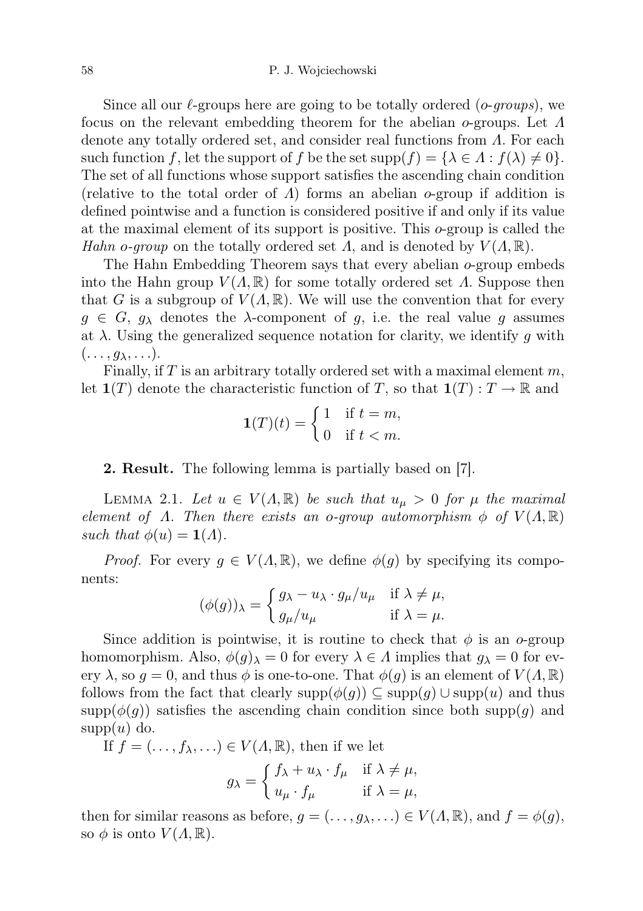Since all our $\ell$-groups here are going to be totally ordered (*o-groups*), we focus on the relevant embedding theorem for the abelian $o$-groups. Let $\Lambda$ denote any totally ordered set, and consider real functions from $\Lambda$. For each such function $f$, let the support of $f$ be the set $\mathrm{supp}(f) = \{\lambda \in \Lambda : f(\lambda) \neq 0\}$. The set of all functions whose support satisfies the ascending chain condition (relative to the total order of $\Lambda$) forms an abelian $o$-group if addition is defined pointwise and a function is considered positive if and only if its value at the maximal element of its support is positive. This $o$-group is called the *Hahn o-group* on the totally ordered set $\Lambda$, and is denoted by $V(\Lambda, \mathbb{R})$.

The Hahn Embedding Theorem says that every abelian $o$-group embeds into the Hahn group $V(\Lambda, \mathbb{R})$ for some totally ordered set $\Lambda$. Suppose then that $G$ is a subgroup of $V(\Lambda, \mathbb{R})$. We will use the convention that for every $g \in G$, $g_\lambda$ denotes the $\lambda$-component of $g$, i.e. the real value $g$ assumes at $\lambda$. Using the generalized sequence notation for clarity, we identify $g$ with $(\ldots, g_\lambda, \ldots)$.

Finally, if $T$ is an arbitrary totally ordered set with a maximal element $m$, let $\mathbf{1}(T)$ denote the characteristic function of $T$, so that $\mathbf{1}(T) : T \to \mathbb{R}$ and

$$\mathbf{1}(T)(t) = \begin{cases} 1 & \text{if } t = m, \\ 0 & \text{if } t < m. \end{cases}$$

**2. Result.** The following lemma is partially based on [7].

Lemma 2.1. *Let $u \in V(\Lambda, \mathbb{R})$ be such that $u_\mu > 0$ for $\mu$ the maximal element of $\Lambda$. Then there exists an o-group automorphism $\phi$ of $V(\Lambda, \mathbb{R})$ such that $\phi(u) = \mathbf{1}(\Lambda)$.*

*Proof.* For every $g \in V(\Lambda, \mathbb{R})$, we define $\phi(g)$ by specifying its components:

$$(\phi(g))_\lambda = \begin{cases} g_\lambda - u_\lambda \cdot g_\mu / u_\mu & \text{if } \lambda \neq \mu, \\ g_\mu / u_\mu & \text{if } \lambda = \mu. \end{cases}$$

Since addition is pointwise, it is routine to check that $\phi$ is an $o$-group homomorphism. Also, $\phi(g)_\lambda = 0$ for every $\lambda \in \Lambda$ implies that $g_\lambda = 0$ for every $\lambda$, so $g = 0$, and thus $\phi$ is one-to-one. That $\phi(g)$ is an element of $V(\Lambda, \mathbb{R})$ follows from the fact that clearly $\mathrm{supp}(\phi(g)) \subseteq \mathrm{supp}(g) \cup \mathrm{supp}(u)$ and thus $\mathrm{supp}(\phi(g))$ satisfies the ascending chain condition since both $\mathrm{supp}(g)$ and $\mathrm{supp}(u)$ do.

If $f = (\ldots, f_\lambda, \ldots) \in V(\Lambda, \mathbb{R})$, then if we let

$$g_\lambda = \begin{cases} f_\lambda + u_\lambda \cdot f_\mu & \text{if } \lambda \neq \mu, \\ u_\mu \cdot f_\mu & \text{if } \lambda = \mu, \end{cases}$$

then for similar reasons as before, $g = (\ldots, g_\lambda, \ldots) \in V(\Lambda, \mathbb{R})$, and $f = \phi(g)$, so $\phi$ is onto $V(\Lambda, \mathbb{R})$.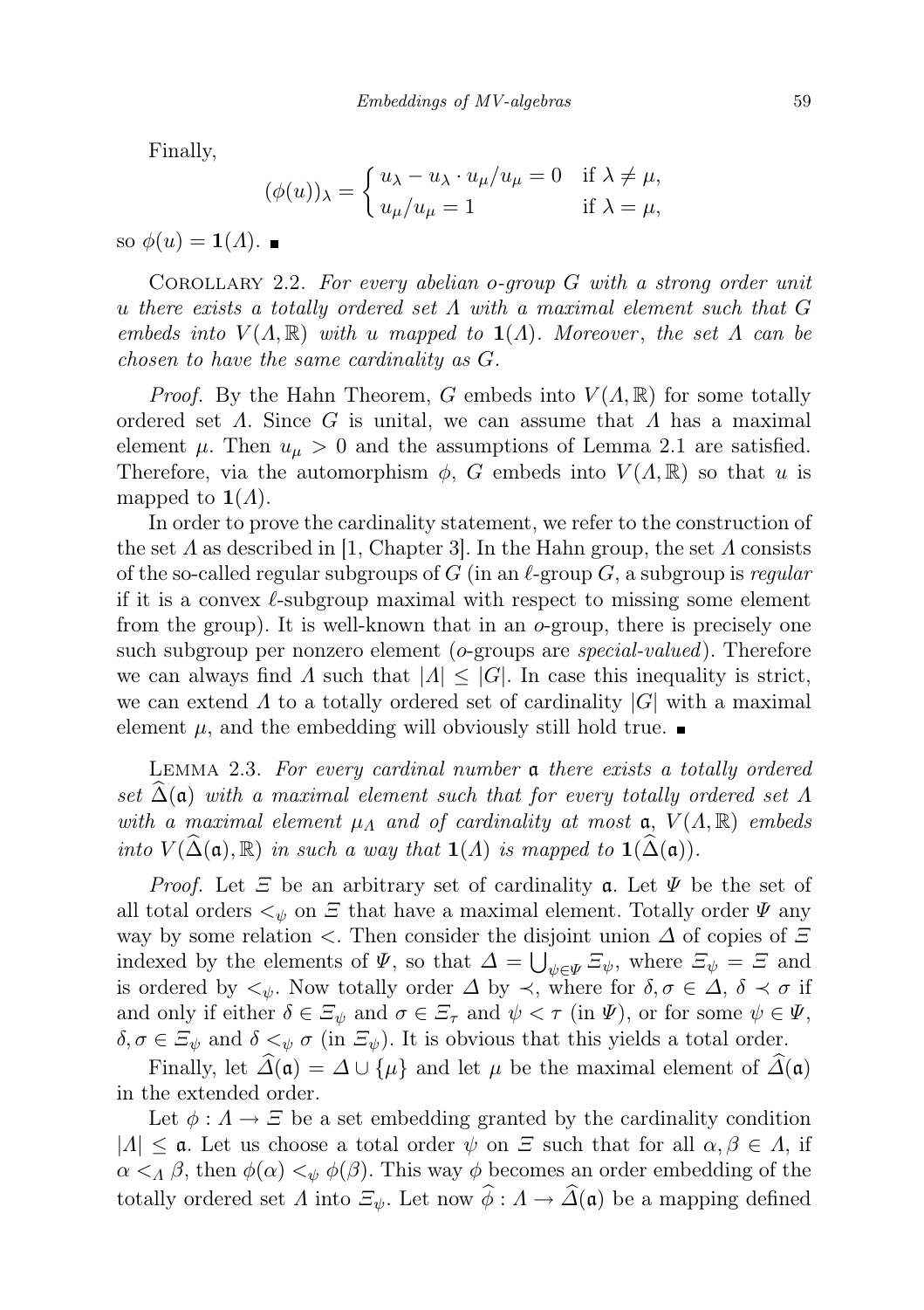Finally,

$$(\phi(u))_\lambda = \begin{cases} u_\lambda - u_\lambda \cdot u_\mu / u_\mu = 0 & \text{if } \lambda \neq \mu, \\ u_\mu / u_\mu = 1 & \text{if } \lambda = \mu, \end{cases}$$

so $\phi(u) = \mathbf{1}(\Lambda)$. ∎

Corollary 2.2. *For every abelian o-group $G$ with a strong order unit $u$ there exists a totally ordered set $\Lambda$ with a maximal element such that $G$ embeds into $V(\Lambda, \mathbb{R})$ with $u$ mapped to $\mathbf{1}(\Lambda)$. Moreover, the set $\Lambda$ can be chosen to have the same cardinality as $G$.*

*Proof.* By the Hahn Theorem, $G$ embeds into $V(\Lambda, \mathbb{R})$ for some totally ordered set $\Lambda$. Since $G$ is unital, we can assume that $\Lambda$ has a maximal element $\mu$. Then $u_\mu > 0$ and the assumptions of Lemma 2.1 are satisfied. Therefore, via the automorphism $\phi$, $G$ embeds into $V(\Lambda, \mathbb{R})$ so that $u$ is mapped to $\mathbf{1}(\Lambda)$.

In order to prove the cardinality statement, we refer to the construction of the set $\Lambda$ as described in [1, Chapter 3]. In the Hahn group, the set $\Lambda$ consists of the so-called regular subgroups of $G$ (in an $\ell$-group $G$, a subgroup is *regular* if it is a convex $\ell$-subgroup maximal with respect to missing some element from the group). It is well-known that in an $o$-group, there is precisely one such subgroup per nonzero element ($o$-groups are *special-valued*). Therefore we can always find $\Lambda$ such that $|\Lambda| \leq |G|$. In case this inequality is strict, we can extend $\Lambda$ to a totally ordered set of cardinality $|G|$ with a maximal element $\mu$, and the embedding will obviously still hold true. ∎

Lemma 2.3. *For every cardinal number $\mathfrak{a}$ there exists a totally ordered set $\widehat{\Delta}(\mathfrak{a})$ with a maximal element such that for every totally ordered set $\Lambda$ with a maximal element $\mu_\Lambda$ and of cardinality at most $\mathfrak{a}$, $V(\Lambda, \mathbb{R})$ embeds into $V(\widehat{\Delta}(\mathfrak{a}), \mathbb{R})$ in such a way that $\mathbf{1}(\Lambda)$ is mapped to $\mathbf{1}(\widehat{\Delta}(\mathfrak{a}))$.*

*Proof.* Let $\Xi$ be an arbitrary set of cardinality $\mathfrak{a}$. Let $\Psi$ be the set of all total orders $<_\psi$ on $\Xi$ that have a maximal element. Totally order $\Psi$ any way by some relation $<$. Then consider the disjoint union $\Delta$ of copies of $\Xi$ indexed by the elements of $\Psi$, so that $\Delta = \bigcup_{\psi \in \Psi} \Xi_\psi$, where $\Xi_\psi = \Xi$ and is ordered by $<_\psi$. Now totally order $\Delta$ by $\prec$, where for $\delta, \sigma \in \Delta$, $\delta \prec \sigma$ if and only if either $\delta \in \Xi_\psi$ and $\sigma \in \Xi_\tau$ and $\psi < \tau$ (in $\Psi$), or for some $\psi \in \Psi$, $\delta, \sigma \in \Xi_\psi$ and $\delta <_\psi \sigma$ (in $\Xi_\psi$). It is obvious that this yields a total order.

Finally, let $\widehat{\Delta}(\mathfrak{a}) = \Delta \cup \{\mu\}$ and let $\mu$ be the maximal element of $\widehat{\Delta}(\mathfrak{a})$ in the extended order.

Let $\phi : \Lambda \to \Xi$ be a set embedding granted by the cardinality condition $|\Lambda| \leq \mathfrak{a}$. Let us choose a total order $\psi$ on $\Xi$ such that for all $\alpha, \beta \in \Lambda$, if $\alpha <_\Lambda \beta$, then $\phi(\alpha) <_\psi \phi(\beta)$. This way $\phi$ becomes an order embedding of the totally ordered set $\Lambda$ into $\Xi_\psi$. Let now $\widehat{\phi} : \Lambda \to \widehat{\Delta}(\mathfrak{a})$ be a mapping defined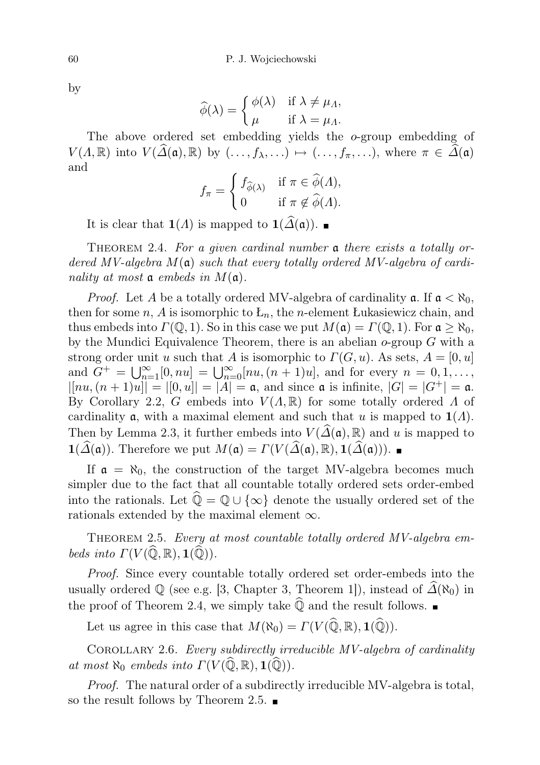by

$$\widehat{\phi}(\lambda) = \begin{cases} \phi(\lambda) & \text{if } \lambda \neq \mu_\Lambda, \\ \mu & \text{if } \lambda = \mu_\Lambda. \end{cases}$$

The above ordered set embedding yields the $o$-group embedding of $V(\Lambda, \mathbb{R})$ into $V(\widehat{\Delta}(\mathfrak{a}), \mathbb{R})$ by $(\ldots, f_\lambda, \ldots) \mapsto (\ldots, f_\pi, \ldots)$, where $\pi \in \widehat{\Delta}(\mathfrak{a})$ and

$$f_\pi = \begin{cases} f_{\widehat{\phi}(\lambda)} & \text{if } \pi \in \widehat{\phi}(\Lambda), \\ 0 & \text{if } \pi \notin \widehat{\phi}(\Lambda). \end{cases}$$

It is clear that $\mathbf{1}(\Lambda)$ is mapped to $\mathbf{1}(\widehat{\Delta}(\mathfrak{a}))$. ∎

Theorem 2.4. *For a given cardinal number $\mathfrak{a}$ there exists a totally ordered MV-algebra $M(\mathfrak{a})$ such that every totally ordered MV-algebra of cardinality at most $\mathfrak{a}$ embeds in $M(\mathfrak{a})$.*

*Proof.* Let $A$ be a totally ordered MV-algebra of cardinality $\mathfrak{a}$. If $\mathfrak{a} < \aleph_0$, then for some $n$, $A$ is isomorphic to $Ł_n$, the $n$-element Łukasiewicz chain, and thus embeds into $\Gamma(\mathbb{Q}, 1)$. So in this case we put $M(\mathfrak{a}) = \Gamma(\mathbb{Q}, 1)$. For $\mathfrak{a} \geq \aleph_0$, by the Mundici Equivalence Theorem, there is an abelian $o$-group $G$ with a strong order unit $u$ such that $A$ is isomorphic to $\Gamma(G, u)$. As sets, $A = [0, u]$ and $G^+ = \bigcup_{n=1}^{\infty} [0, nu] = \bigcup_{n=0}^{\infty} [nu, (n+1)u]$, and for every $n = 0, 1, \ldots$, $|[nu, (n+1)u]| = |[0, u]| = |A| = \mathfrak{a}$, and since $\mathfrak{a}$ is infinite, $|G| = |G^+| = \mathfrak{a}$. By Corollary 2.2, $G$ embeds into $V(\Lambda, \mathbb{R})$ for some totally ordered $\Lambda$ of cardinality $\mathfrak{a}$, with a maximal element and such that $u$ is mapped to $\mathbf{1}(\Lambda)$. Then by Lemma 2.3, it further embeds into $V(\widehat{\Delta}(\mathfrak{a}), \mathbb{R})$ and $u$ is mapped to $\mathbf{1}(\widehat{\Delta}(\mathfrak{a}))$. Therefore we put $M(\mathfrak{a}) = \Gamma(V(\widehat{\Delta}(\mathfrak{a}), \mathbb{R}), \mathbf{1}(\widehat{\Delta}(\mathfrak{a})))$. ∎

If $\mathfrak{a} = \aleph_0$, the construction of the target MV-algebra becomes much simpler due to the fact that all countable totally ordered sets order-embed into the rationals. Let $\widehat{\mathbb{Q}} = \mathbb{Q} \cup \{\infty\}$ denote the usually ordered set of the rationals extended by the maximal element $\infty$.

Theorem 2.5. *Every at most countable totally ordered MV-algebra embeds into $\Gamma(V(\widehat{\mathbb{Q}}, \mathbb{R}), \mathbf{1}(\widehat{\mathbb{Q}}))$.*

*Proof.* Since every countable totally ordered set order-embeds into the usually ordered $\mathbb{Q}$ (see e.g. [3, Chapter 3, Theorem 1]), instead of $\widehat{\Delta}(\aleph_0)$ in the proof of Theorem 2.4, we simply take $\widehat{\mathbb{Q}}$ and the result follows. ∎

Let us agree in this case that $M(\aleph_0) = \Gamma(V(\widehat{\mathbb{Q}}, \mathbb{R}), \mathbf{1}(\widehat{\mathbb{Q}}))$.

Corollary 2.6. *Every subdirectly irreducible MV-algebra of cardinality at most $\aleph_0$ embeds into $\Gamma(V(\widehat{\mathbb{Q}}, \mathbb{R}), \mathbf{1}(\widehat{\mathbb{Q}}))$.*

*Proof.* The natural order of a subdirectly irreducible MV-algebra is total, so the result follows by Theorem 2.5. ∎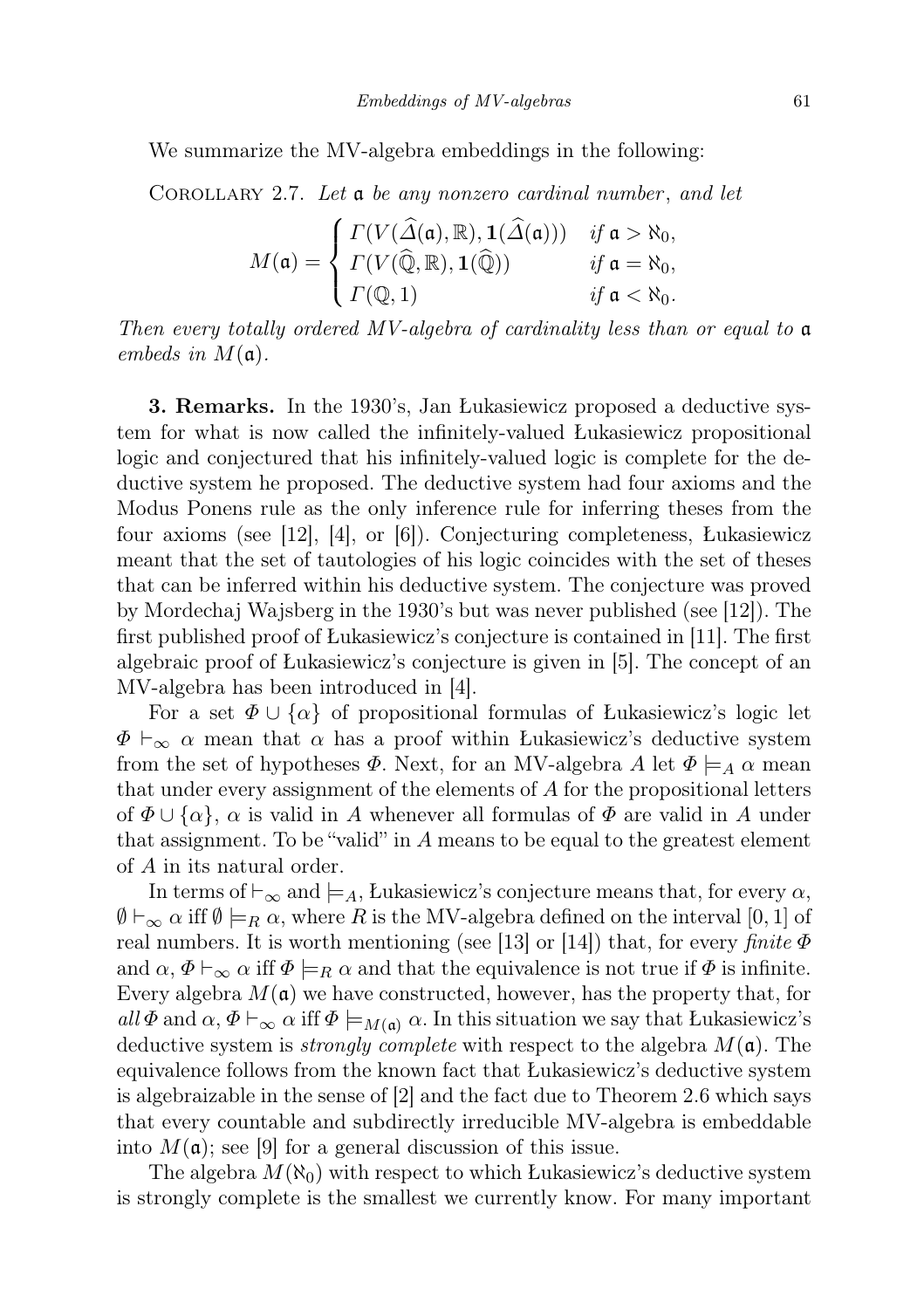We summarize the MV-algebra embeddings in the following:

Corollary 2.7. *Let $\mathfrak{a}$ be any nonzero cardinal number, and let*

$$M(\mathfrak{a}) = \begin{cases} \Gamma(V(\widehat{\Delta}(\mathfrak{a}), \mathbb{R}), \mathbf{1}(\widehat{\Delta}(\mathfrak{a}))) & \text{if } \mathfrak{a} > \aleph_0, \\ \Gamma(V(\widehat{\mathbb{Q}}, \mathbb{R}), \mathbf{1}(\widehat{\mathbb{Q}})) & \text{if } \mathfrak{a} = \aleph_0, \\ \Gamma(\mathbb{Q}, 1) & \text{if } \mathfrak{a} < \aleph_0. \end{cases}$$

*Then every totally ordered MV-algebra of cardinality less than or equal to $\mathfrak{a}$ embeds in $M(\mathfrak{a})$.*

**3. Remarks.** In the 1930's, Jan Łukasiewicz proposed a deductive system for what is now called the infinitely-valued Łukasiewicz propositional logic and conjectured that his infinitely-valued logic is complete for the deductive system he proposed. The deductive system had four axioms and the Modus Ponens rule as the only inference rule for inferring theses from the four axioms (see [12], [4], or [6]). Conjecturing completeness, Łukasiewicz meant that the set of tautologies of his logic coincides with the set of theses that can be inferred within his deductive system. The conjecture was proved by Mordechaj Wajsberg in the 1930's but was never published (see [12]). The first published proof of Łukasiewicz's conjecture is contained in [11]. The first algebraic proof of Łukasiewicz's conjecture is given in [5]. The concept of an MV-algebra has been introduced in [4].

For a set $\Phi \cup \{\alpha\}$ of propositional formulas of Łukasiewicz's logic let $\Phi \vdash_\infty \alpha$ mean that $\alpha$ has a proof within Łukasiewicz's deductive system from the set of hypotheses $\Phi$. Next, for an MV-algebra $A$ let $\Phi \models_A \alpha$ mean that under every assignment of the elements of $A$ for the propositional letters of $\Phi \cup \{\alpha\}$, $\alpha$ is valid in $A$ whenever all formulas of $\Phi$ are valid in $A$ under that assignment. To be "valid" in $A$ means to be equal to the greatest element of $A$ in its natural order.

In terms of $\vdash_\infty$ and $\models_A$, Łukasiewicz's conjecture means that, for every $\alpha$, $\emptyset \vdash_\infty \alpha$ iff $\emptyset \models_R \alpha$, where $R$ is the MV-algebra defined on the interval $[0, 1]$ of real numbers. It is worth mentioning (see [13] or [14]) that, for every *finite* $\Phi$ and $\alpha$, $\Phi \vdash_\infty \alpha$ iff $\Phi \models_R \alpha$ and that the equivalence is not true if $\Phi$ is infinite. Every algebra $M(\mathfrak{a})$ we have constructed, however, has the property that, for *all* $\Phi$ and $\alpha$, $\Phi \vdash_\infty \alpha$ iff $\Phi \models_{M(\mathfrak{a})} \alpha$. In this situation we say that Łukasiewicz's deductive system is *strongly complete* with respect to the algebra $M(\mathfrak{a})$. The equivalence follows from the known fact that Łukasiewicz's deductive system is algebraizable in the sense of [2] and the fact due to Theorem 2.6 which says that every countable and subdirectly irreducible MV-algebra is embeddable into $M(\mathfrak{a})$; see [9] for a general discussion of this issue.

The algebra $M(\aleph_0)$ with respect to which Łukasiewicz's deductive system is strongly complete is the smallest we currently know. For many important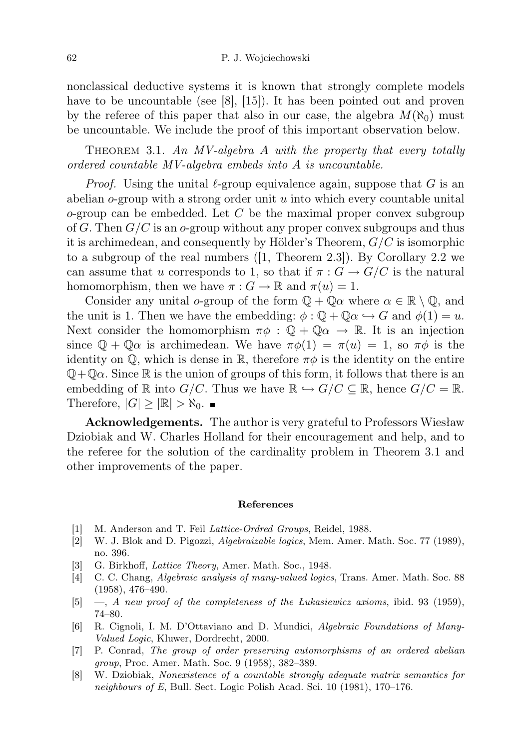nonclassical deductive systems it is known that strongly complete models have to be uncountable (see [8], [15]). It has been pointed out and proven by the referee of this paper that also in our case, the algebra $M(\aleph_0)$ must be uncountable. We include the proof of this important observation below.

Theorem 3.1. *An MV-algebra $A$ with the property that every totally ordered countable MV-algebra embeds into $A$ is uncountable.*

*Proof.* Using the unital $\ell$-group equivalence again, suppose that $G$ is an abelian $o$-group with a strong order unit $u$ into which every countable unital $o$-group can be embedded. Let $C$ be the maximal proper convex subgroup of $G$. Then $G/C$ is an $o$-group without any proper convex subgroups and thus it is archimedean, and consequently by Hölder's Theorem, $G/C$ is isomorphic to a subgroup of the real numbers ([1, Theorem 2.3]). By Corollary 2.2 we can assume that $u$ corresponds to 1, so that if $\pi : G \to G/C$ is the natural homomorphism, then we have $\pi : G \to \mathbb{R}$ and $\pi(u) = 1$.

Consider any unital $o$-group of the form $\mathbb{Q} + \mathbb{Q}\alpha$ where $\alpha \in \mathbb{R} \setminus \mathbb{Q}$, and the unit is 1. Then we have the embedding: $\phi : \mathbb{Q} + \mathbb{Q}\alpha \hookrightarrow G$ and $\phi(1) = u$. Next consider the homomorphism $\pi\phi : \mathbb{Q} + \mathbb{Q}\alpha \to \mathbb{R}$. It is an injection since $\mathbb{Q} + \mathbb{Q}\alpha$ is archimedean. We have $\pi\phi(1) = \pi(u) = 1$, so $\pi\phi$ is the identity on $\mathbb{Q}$, which is dense in $\mathbb{R}$, therefore $\pi\phi$ is the identity on the entire $\mathbb{Q}+\mathbb{Q}\alpha$. Since $\mathbb{R}$ is the union of groups of this form, it follows that there is an embedding of $\mathbb{R}$ into $G/C$. Thus we have $\mathbb{R} \hookrightarrow G/C \subseteq \mathbb{R}$, hence $G/C = \mathbb{R}$. Therefore, $|G| \geq |\mathbb{R}| > \aleph_0$. ∎

**Acknowledgements.** The author is very grateful to Professors Wiesław Dziobiak and W. Charles Holland for their encouragement and help, and to the referee for the solution of the cardinality problem in Theorem 3.1 and other improvements of the paper.

#### References

[1] M. Anderson and T. Feil *Lattice-Ordred Groups*, Reidel, 1988.

[2] W. J. Blok and D. Pigozzi, *Algebraizable logics*, Mem. Amer. Math. Soc. 77 (1989), no. 396.

[3] G. Birkhoff, *Lattice Theory*, Amer. Math. Soc., 1948.

[4] C. C. Chang, *Algebraic analysis of many-valued logics*, Trans. Amer. Math. Soc. 88 (1958), 476–490.

[5] —, *A new proof of the completeness of the Łukasiewicz axioms*, ibid. 93 (1959), 74–80.

[6] R. Cignoli, I. M. D'Ottaviano and D. Mundici, *Algebraic Foundations of Many-Valued Logic*, Kluwer, Dordrecht, 2000.

[7] P. Conrad, *The group of order preserving automorphisms of an ordered abelian group*, Proc. Amer. Math. Soc. 9 (1958), 382–389.

[8] W. Dziobiak, *Nonexistence of a countable strongly adequate matrix semantics for neighbours of E*, Bull. Sect. Logic Polish Acad. Sci. 10 (1981), 170–176.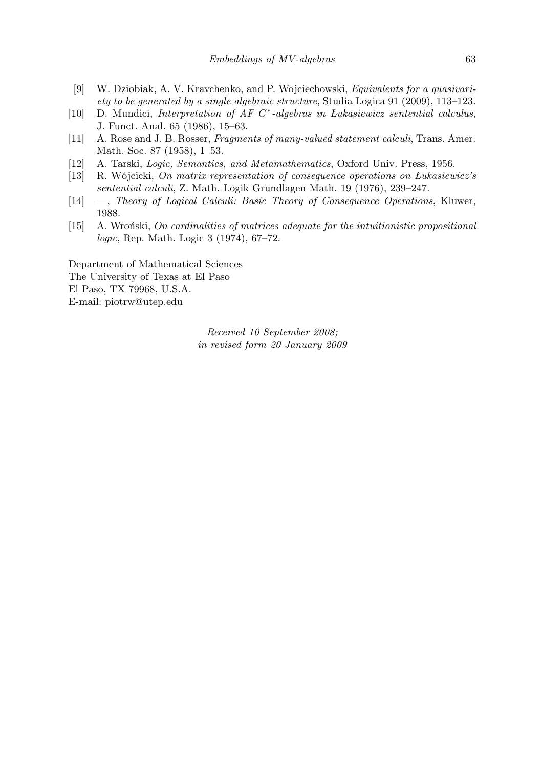[9] W. Dziobiak, A. V. Kravchenko, and P. Wojciechowski, *Equivalents for a quasivariety to be generated by a single algebraic structure*, Studia Logica 91 (2009), 113–123.

[10] D. Mundici, *Interpretation of AF $C^*$-algebras in Łukasiewicz sentential calculus*, J. Funct. Anal. 65 (1986), 15–63.

[11] A. Rose and J. B. Rosser, *Fragments of many-valued statement calculi*, Trans. Amer. Math. Soc. 87 (1958), 1–53.

[12] A. Tarski, *Logic, Semantics, and Metamathematics*, Oxford Univ. Press, 1956.

[13] R. Wójcicki, *On matrix representation of consequence operations on Łukasiewicz's sentential calculi*, Z. Math. Logik Grundlagen Math. 19 (1976), 239–247.

[14] —, *Theory of Logical Calculi: Basic Theory of Consequence Operations*, Kluwer, 1988.

[15] A. Wroński, *On cardinalities of matrices adequate for the intuitionistic propositional logic*, Rep. Math. Logic 3 (1974), 67–72.

Department of Mathematical Sciences
The University of Texas at El Paso
El Paso, TX 79968, U.S.A.
E-mail: piotrw@utep.edu

*Received 10 September 2008;*
*in revised form 20 January 2009*